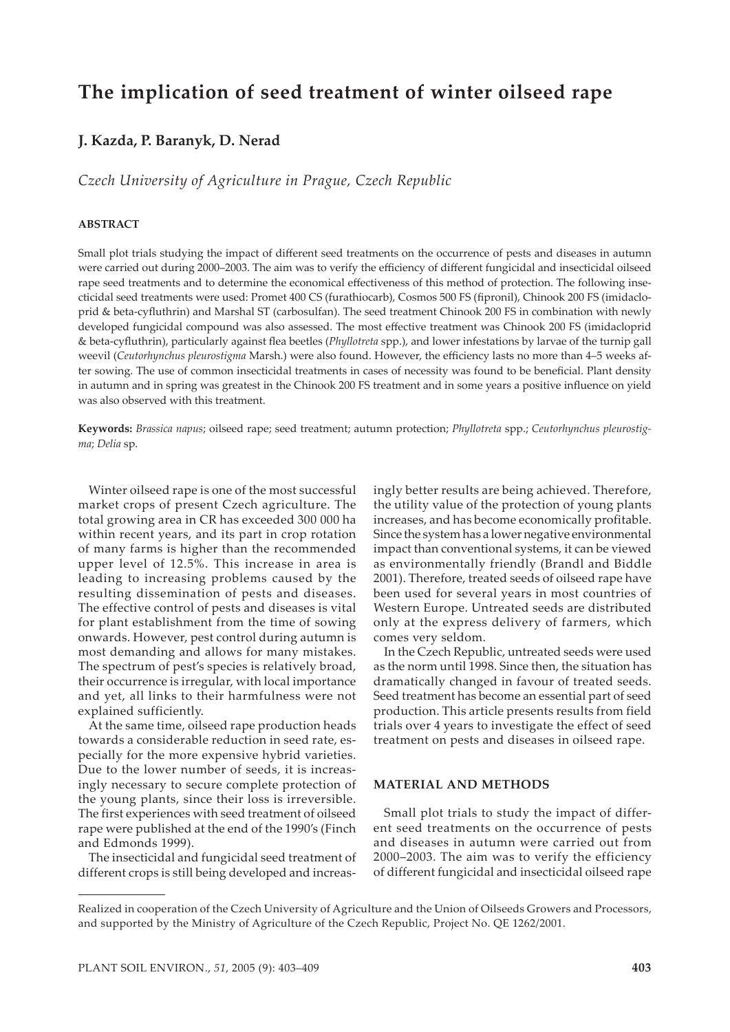# The implication of seed treatment of winter oilseed rape

## J. Kazda, P. Baranyk, D. Nerad

*Czech University of Agriculture in Prague, Czech Republic*

### ABSTRACT

Small plot trials studying the impact of different seed treatments on the occurrence of pests and diseases in autumn were carried out during 2000–2003. The aim was to verify the efficiency of different fungicidal and insecticidal oilseed rape seed treatments and to determine the economical effectiveness of this method of protection. The following insecticidal seed treatments were used: Promet 400 CS (furathiocarb), Cosmos 500 FS (fipronil), Chinook 200 FS (imidacloprid & beta-cyfluthrin) and Marshal ST (carbosulfan). The seed treatment Chinook 200 FS in combination with newly developed fungicidal compound was also assessed. The most effective treatment was Chinook 200 FS (imidacloprid & beta-cyfluthrin), particularly against flea beetles (*Phyllotreta* spp.), and lower infestations by larvae of the turnip gall weevil (*Ceutorhynchus pleurostigma* Marsh.) were also found. However, the efficiency lasts no more than 4–5 weeks after sowing. The use of common insecticidal treatments in cases of necessity was found to be beneficial. Plant density in autumn and in spring was greatest in the Chinook 200 FS treatment and in some years a positive influence on yield was also observed with this treatment.

**Keywords:** *Brassica napus*; oilseed rape; seed treatment; autumn protection; *Phyllotreta* spp.; *Ceutorhynchus pleurostigma*; *Delia* sp.

Winter oilseed rape is one of the most successful market crops of present Czech agriculture. The total growing area in CR has exceeded 300 000 ha within recent years, and its part in crop rotation of many farms is higher than the recommended upper level of 12.5%. This increase in area is leading to increasing problems caused by the resulting dissemination of pests and diseases. The effective control of pests and diseases is vital for plant establishment from the time of sowing onwards. However, pest control during autumn is most demanding and allows for many mistakes. The spectrum of pest's species is relatively broad, their occurrence is irregular, with local importance and yet, all links to their harmfulness were not explained sufficiently.

At the same time, oilseed rape production heads towards a considerable reduction in seed rate, especially for the more expensive hybrid varieties. Due to the lower number of seeds, it is increasingly necessary to secure complete protection of the young plants, since their loss is irreversible. The first experiences with seed treatment of oilseed rape were published at the end of the 1990's (Finch and Edmonds 1999).

The insecticidal and fungicidal seed treatment of different crops is still being developed and increasingly better results are being achieved. Therefore, the utility value of the protection of young plants increases, and has become economically profitable. Since the system has a lower negative environmental impact than conventional systems, it can be viewed as environmentally friendly (Brandl and Biddle 2001). Therefore, treated seeds of oilseed rape have been used for several years in most countries of Western Europe. Untreated seeds are distributed only at the express delivery of farmers, which comes very seldom.

In the Czech Republic, untreated seeds were used as the norm until 1998. Since then, the situation has dramatically changed in favour of treated seeds. Seed treatment has become an essential part of seed production. This article presents results from field trials over 4 years to investigate the effect of seed treatment on pests and diseases in oilseed rape.

### MATERIAL AND METHODS

Small plot trials to study the impact of different seed treatments on the occurrence of pests and diseases in autumn were carried out from 2000–2003. The aim was to verify the efficiency of different fungicidal and insecticidal oilseed rape

---

Realized in cooperation of the Czech University of Agriculture and the Union of Oilseeds Growers and Processors, and supported by the Ministry of Agriculture of the Czech Republic, Project No. QE 1262/2001.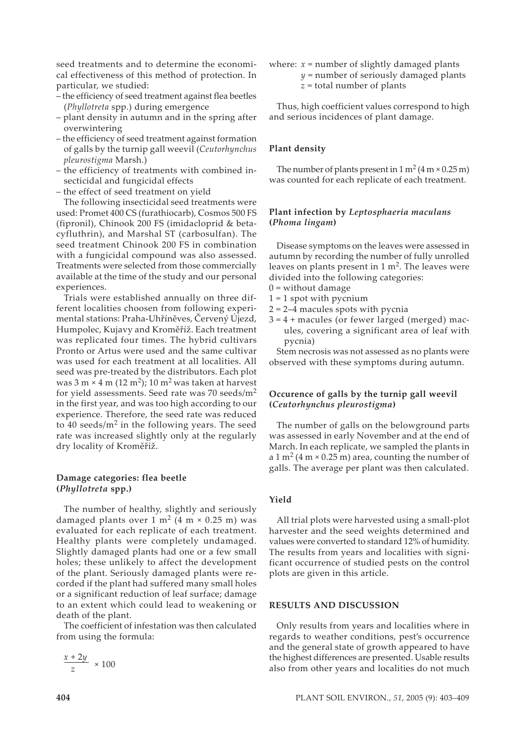seed treatments and to determine the economical effectiveness of this method of protection. In particular, we studied:

– the efficiency of seed treatment against flea beetles (*Phyllotreta* spp.) during emergence
– plant density in autumn and in the spring after overwintering
– the efficiency of seed treatment against formation of galls by the turnip gall weevil (*Ceutorhynchus pleurostigma* Marsh.)
– the efficiency of treatments with combined insecticidal and fungicidal effects
– the effect of seed treatment on yield

The following insecticidal seed treatments were used: Promet 400 CS (furathiocarb), Cosmos 500 FS (fipronil), Chinook 200 FS (imidacloprid & betacyfluthrin), and Marshal ST (carbosulfan). The seed treatment Chinook 200 FS in combination with a fungicidal compound was also assessed. Treatments were selected from those commercially available at the time of the study and our personal experiences.

Trials were established annually on three different localities choosen from following experimental stations: Praha-Uhříněves, Červený Újezd, Humpolec, Kujavy and Kroměříž. Each treatment was replicated four times. The hybrid cultivars Pronto or Artus were used and the same cultivar was used for each treatment at all localities. All seed was pre-treated by the distributors. Each plot was 3 m × 4 m (12 $m^2$); 10 $m^2$ was taken at harvest for yield assessments. Seed rate was 70 seeds/$m^2$ in the first year, and was too high according to our experience. Therefore, the seed rate was reduced to 40 seeds/$m^2$ in the following years. The seed rate was increased slightly only at the regularly dry locality of Kroměříž.

### Damage categories: flea beetle (*Phyllotreta* spp.)

The number of healthy, slightly and seriously damaged plants over 1 $m^2$ (4 m × 0.25 m) was evaluated for each replicate of each treatment. Healthy plants were completely undamaged. Slightly damaged plants had one or a few small holes; these unlikely to affect the development of the plant. Seriously damaged plants were recorded if the plant had suffered many small holes or a significant reduction of leaf surface; damage to an extent which could lead to weakening or death of the plant.

The coefficient of infestation was then calculated from using the formula:

$$\frac{x + 2y}{z} \times 100$$

where: $x$ = number of slightly damaged plants
$y$ = number of seriously damaged plants
$z$ = total number of plants

Thus, high coefficient values correspond to high and serious incidences of plant damage.

### Plant density

The number of plants present in 1 $m^2$ (4 m × 0.25 m) was counted for each replicate of each treatment.

### Plant infection by *Leptosphaeria maculans* (*Phoma lingam*)

Disease symptoms on the leaves were assessed in autumn by recording the number of fully unrolled leaves on plants present in 1 $m^2$. The leaves were divided into the following categories:

0 = without damage
1 = 1 spot with pycnium
2 = 2–4 macules spots with pycnia
3 = 4 + macules (or fewer larged (merged) macules, covering a significant area of leaf with pycnia)

Stem necrosis was not assessed as no plants were observed with these symptoms during autumn.

### Occurence of galls by the turnip gall weevil (*Ceutorhynchus pleurostigma*)

The number of galls on the belowground parts was assessed in early November and at the end of March. In each replicate, we sampled the plants in a 1 $m^2$ (4 m × 0.25 m) area, counting the number of galls. The average per plant was then calculated.

### Yield

All trial plots were harvested using a small-plot harvester and the seed weights determined and values were converted to standard 12% of humidity. The results from years and localities with significant occurrence of studied pests on the control plots are given in this article.

## RESULTS AND DISCUSSION

Only results from years and localities where in regards to weather conditions, pest's occurrence and the general state of growth appeared to have the highest differences are presented. Usable results also from other years and localities do not much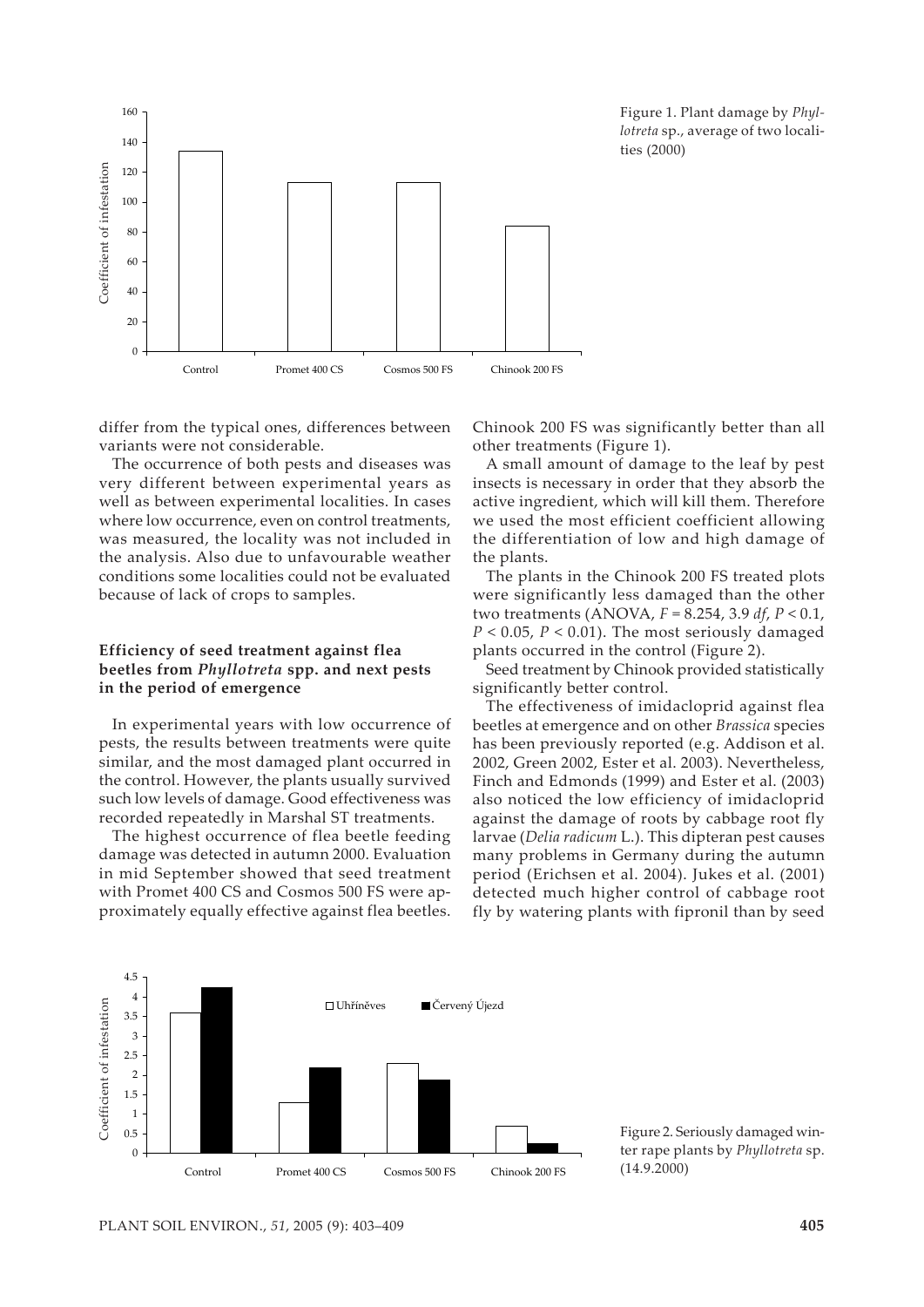Figure 1. Plant damage by *Phyllotreta* sp., average of two localities (2000)

differ from the typical ones, differences between variants were not considerable.

The occurrence of both pests and diseases was very different between experimental years as well as between experimental localities. In cases where low occurrence, even on control treatments, was measured, the locality was not included in the analysis. Also due to unfavourable weather conditions some localities could not be evaluated because of lack of crops to samples.

### Efficiency of seed treatment against flea beetles from *Phyllotreta* spp. and next pests in the period of emergence

In experimental years with low occurrence of pests, the results between treatments were quite similar, and the most damaged plant occurred in the control. However, the plants usually survived such low levels of damage. Good effectiveness was recorded repeatedly in Marshal ST treatments.

The highest occurrence of flea beetle feeding damage was detected in autumn 2000. Evaluation in mid September showed that seed treatment with Promet 400 CS and Cosmos 500 FS were approximately equally effective against flea beetles. Chinook 200 FS was significantly better than all other treatments (Figure 1).

A small amount of damage to the leaf by pest insects is necessary in order that they absorb the active ingredient, which will kill them. Therefore we used the most efficient coefficient allowing the differentiation of low and high damage of the plants.

The plants in the Chinook 200 FS treated plots were significantly less damaged than the other two treatments (ANOVA, $F = 8.254$, 3.9 *df*, $P < 0.1$, $P < 0.05$, $P < 0.01$). The most seriously damaged plants occurred in the control (Figure 2).

Seed treatment by Chinook provided statistically significantly better control.

The effectiveness of imidacloprid against flea beetles at emergence and on other *Brassica* species has been previously reported (e.g. Addison et al. 2002, Green 2002, Ester et al. 2003). Nevertheless, Finch and Edmonds (1999) and Ester et al. (2003) also noticed the low efficiency of imidacloprid against the damage of roots by cabbage root fly larvae (*Delia radicum* L.). This dipteran pest causes many problems in Germany during the autumn period (Erichsen et al. 2004). Jukes et al. (2001) detected much higher control of cabbage root fly by watering plants with fipronil than by seed

Figure 2. Seriously damaged winter rape plants by *Phyllotreta* sp. (14.9.2000)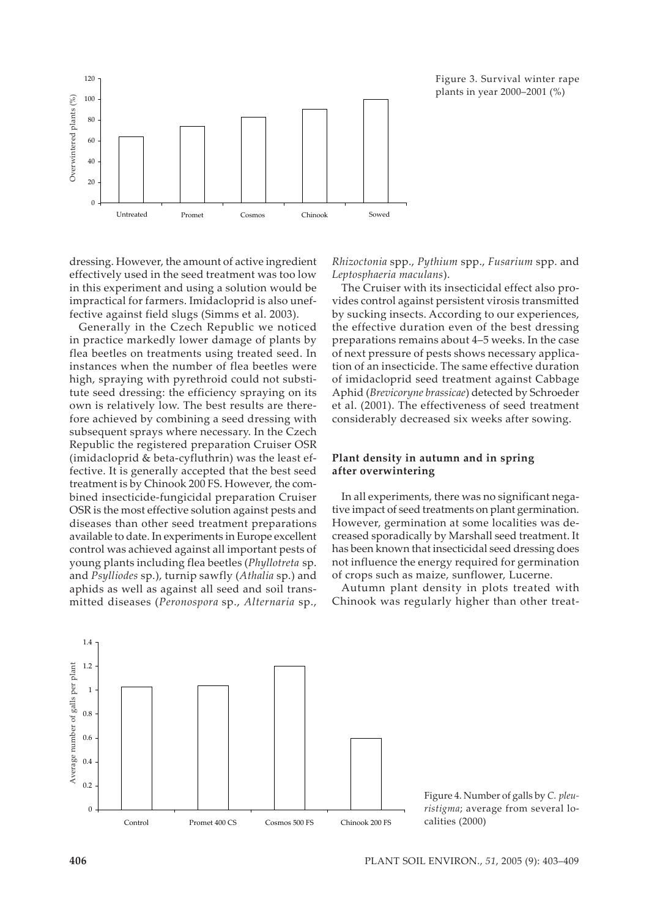Figure 3. Survival winter rape plants in year 2000–2001 (%)

dressing. However, the amount of active ingredient effectively used in the seed treatment was too low in this experiment and using a solution would be impractical for farmers. Imidacloprid is also uneffective against field slugs (Simms et al. 2003).

Generally in the Czech Republic we noticed in practice markedly lower damage of plants by flea beetles on treatments using treated seed. In instances when the number of flea beetles were high, spraying with pyrethroid could not substitute seed dressing: the efficiency spraying on its own is relatively low. The best results are therefore achieved by combining a seed dressing with subsequent sprays where necessary. In the Czech Republic the registered preparation Cruiser OSR (imidacloprid & beta-cyfluthrin) was the least effective. It is generally accepted that the best seed treatment is by Chinook 200 FS. However, the combined insecticide-fungicidal preparation Cruiser OSR is the most effective solution against pests and diseases than other seed treatment preparations available to date. In experiments in Europe excellent control was achieved against all important pests of young plants including flea beetles (*Phyllotreta* sp. and *Psylliodes* sp.), turnip sawfly (*Athalia* sp.) and aphids as well as against all seed and soil transmitted diseases (*Peronospora* sp., *Alternaria* sp., *Rhizoctonia* spp., *Pythium* spp., *Fusarium* spp. and *Leptosphaeria maculans*).

The Cruiser with its insecticidal effect also provides control against persistent virosis transmitted by sucking insects. According to our experiences, the effective duration even of the best dressing preparations remains about 4–5 weeks. In the case of next pressure of pests shows necessary application of an insecticide. The same effective duration of imidacloprid seed treatment against Cabbage Aphid (*Brevicoryne brassicae*) detected by Schroeder et al. (2001). The effectiveness of seed treatment considerably decreased six weeks after sowing.

### Plant density in autumn and in spring after overwintering

In all experiments, there was no significant negative impact of seed treatments on plant germination. However, germination at some localities was decreased sporadically by Marshall seed treatment. It has been known that insecticidal seed dressing does not influence the energy required for germination of crops such as maize, sunflower, Lucerne.

Autumn plant density in plots treated with Chinook was regularly higher than other treat-

Figure 4. Number of galls by *C. pleuristigma*; average from several localities (2000)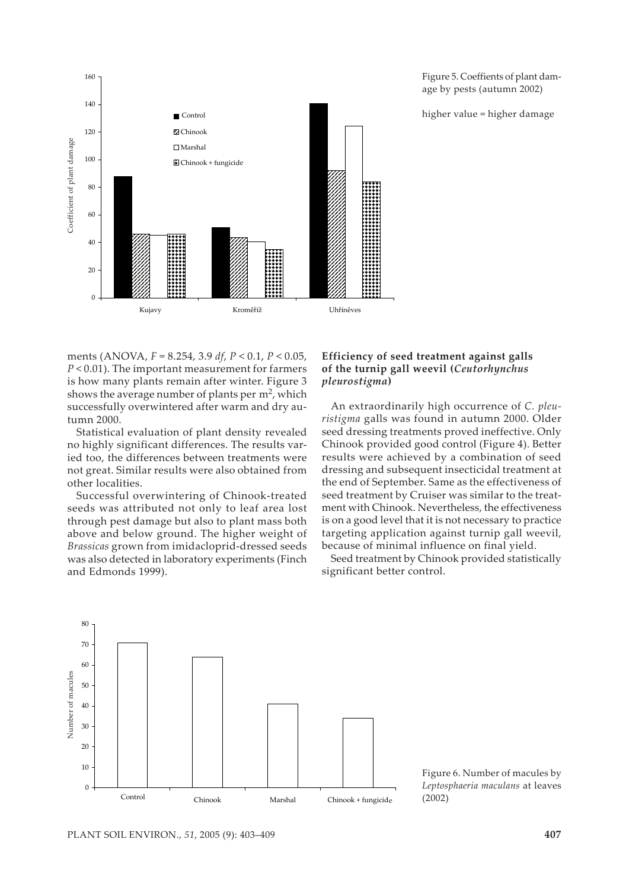Figure 5. Coeffients of plant damage by pests (autumn 2002)

higher value = higher damage

ments (ANOVA, $F = 8.254$, 3.9 *df*, $P < 0.1$, $P < 0.05$, $P < 0.01$). The important measurement for farmers is how many plants remain after winter. Figure 3 shows the average number of plants per $m^2$, which successfully overwintered after warm and dry autumn 2000.

Statistical evaluation of plant density revealed no highly significant differences. The results varied too, the differences between treatments were not great. Similar results were also obtained from other localities.

Successful overwintering of Chinook-treated seeds was attributed not only to leaf area lost through pest damage but also to plant mass both above and below ground. The higher weight of *Brassicas* grown from imidacloprid-dressed seeds was also detected in laboratory experiments (Finch and Edmonds 1999).

### Efficiency of seed treatment against galls of the turnip gall weevil (*Ceutorhynchus pleurostigma*)

An extraordinarily high occurrence of *C. pleuristigma* galls was found in autumn 2000. Older seed dressing treatments proved ineffective. Only Chinook provided good control (Figure 4). Better results were achieved by a combination of seed dressing and subsequent insecticidal treatment at the end of September. Same as the effectiveness of seed treatment by Cruiser was similar to the treatment with Chinook. Nevertheless, the effectiveness is on a good level that it is not necessary to practice targeting application against turnip gall weevil, because of minimal influence on final yield.

Seed treatment by Chinook provided statistically significant better control.

Figure 6. Number of macules by *Leptosphaeria maculans* at leaves (2002)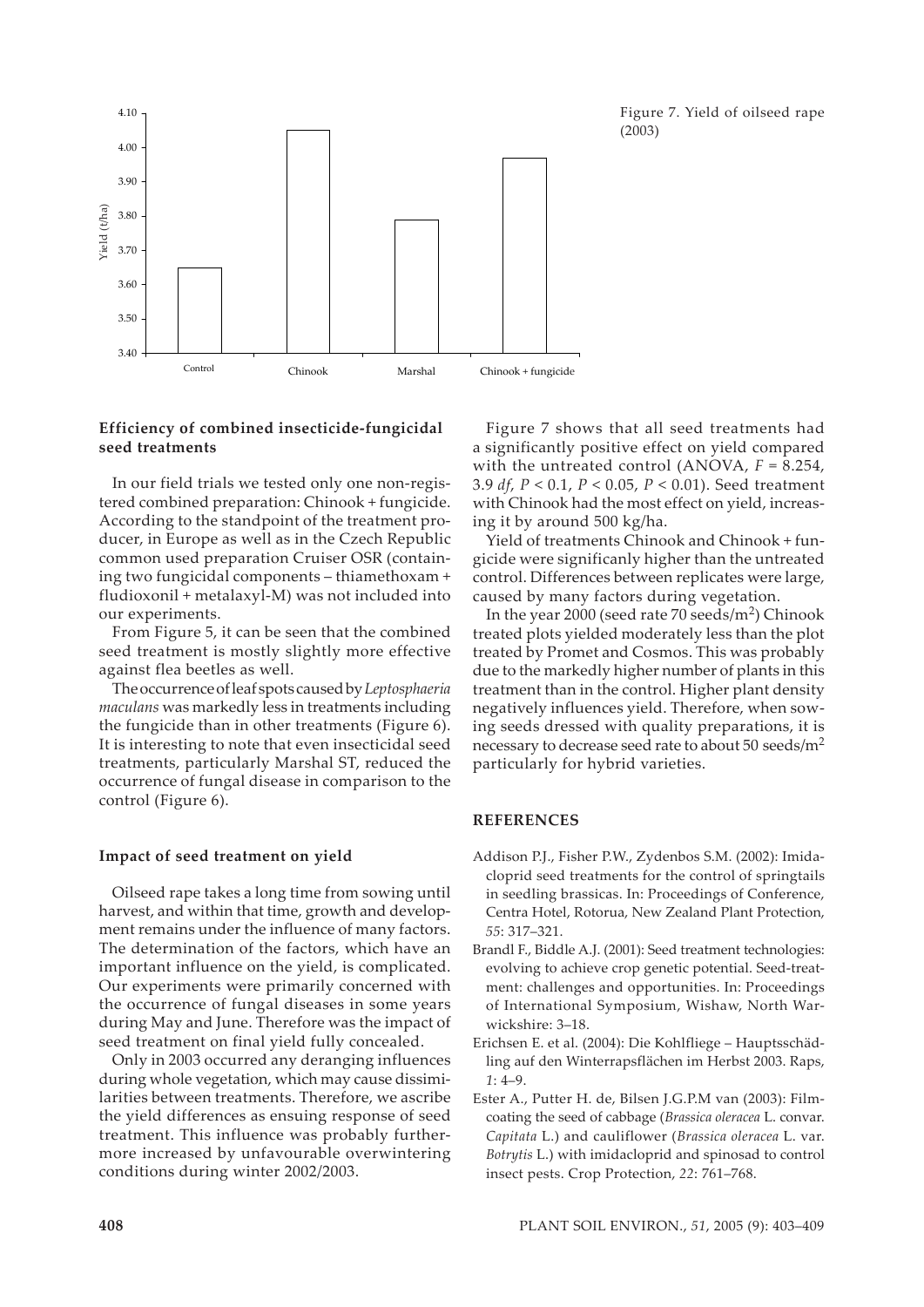Figure 7. Yield of oilseed rape (2003)

### Efficiency of combined insecticide-fungicidal seed treatments

In our field trials we tested only one non-registered combined preparation: Chinook + fungicide. According to the standpoint of the treatment producer, in Europe as well as in the Czech Republic common used preparation Cruiser OSR (containing two fungicidal components – thiamethoxam + fludioxonil + metalaxyl-M) was not included into our experiments.

From Figure 5, it can be seen that the combined seed treatment is mostly slightly more effective against flea beetles as well.

The occurrence of leaf spots caused by *Leptosphaeria maculans* was markedly less in treatments including the fungicide than in other treatments (Figure 6). It is interesting to note that even insecticidal seed treatments, particularly Marshal ST, reduced the occurrence of fungal disease in comparison to the control (Figure 6).

### Impact of seed treatment on yield

Oilseed rape takes a long time from sowing until harvest, and within that time, growth and development remains under the influence of many factors. The determination of the factors, which have an important influence on the yield, is complicated. Our experiments were primarily concerned with the occurrence of fungal diseases in some years during May and June. Therefore was the impact of seed treatment on final yield fully concealed.

Only in 2003 occurred any deranging influences during whole vegetation, which may cause dissimilarities between treatments. Therefore, we ascribe the yield differences as ensuing response of seed treatment. This influence was probably furthermore increased by unfavourable overwintering conditions during winter 2002/2003.

Figure 7 shows that all seed treatments had a significantly positive effect on yield compared with the untreated control (ANOVA, $F = 8.254$, 3.9 *df*, $P < 0.1$, $P < 0.05$, $P < 0.01$). Seed treatment with Chinook had the most effect on yield, increasing it by around 500 kg/ha.

Yield of treatments Chinook and Chinook + fungicide were significanly higher than the untreated control. Differences between replicates were large, caused by many factors during vegetation.

In the year 2000 (seed rate 70 seeds/m$^2$) Chinook treated plots yielded moderately less than the plot treated by Promet and Cosmos. This was probably due to the markedly higher number of plants in this treatment than in the control. Higher plant density negatively influences yield. Therefore, when sowing seeds dressed with quality preparations, it is necessary to decrease seed rate to about 50 seeds/m$^2$ particularly for hybrid varieties.

## REFERENCES

Addison P.J., Fisher P.W., Zydenbos S.M. (2002): Imidacloprid seed treatments for the control of springtails in seedling brassicas. In: Proceedings of Conference, Centra Hotel, Rotorua, New Zealand Plant Protection, *55*: 317–321.

Brandl F., Biddle A.J. (2001): Seed treatment technologies: evolving to achieve crop genetic potential. Seed-treatment: challenges and opportunities. In: Proceedings of International Symposium, Wishaw, North Warwickshire: 3–18.

Erichsen E. et al. (2004): Die Kohlfliege – Hauptsschädling auf den Winterrapsflächen im Herbst 2003. Raps, *1*: 4–9.

Ester A., Putter H. de, Bilsen J.G.P.M van (2003): Film-coating the seed of cabbage (*Brassica oleracea* L. convar. *Capitata* L.) and cauliflower (*Brassica oleracea* L. var. *Botrytis* L.) with imidacloprid and spinosad to control insect pests. Crop Protection, *22*: 761–768.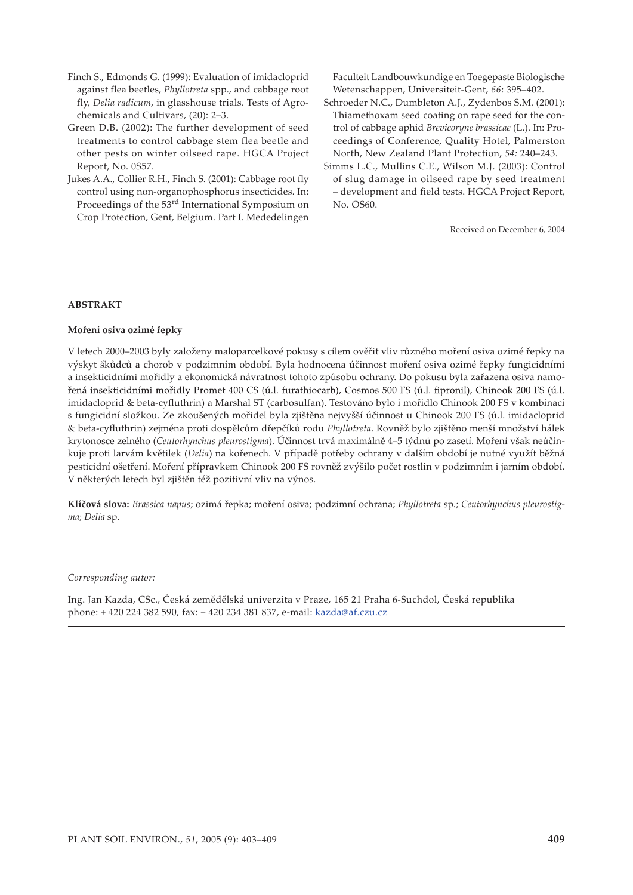Finch S., Edmonds G. (1999): Evaluation of imidacloprid against flea beetles, *Phyllotreta* spp., and cabbage root fly, *Delia radicum*, in glasshouse trials. Tests of Agrochemicals and Cultivars, (20): 2–3.

Green D.B. (2002): The further development of seed treatments to control cabbage stem flea beetle and other pests on winter oilseed rape. HGCA Project Report, No. 0S57.

Jukes A.A., Collier R.H., Finch S. (2001): Cabbage root fly control using non-organophosphorus insecticides. In: Proceedings of the 53rd International Symposium on Crop Protection, Gent, Belgium. Part I. Mededelingen Faculteit Landbouwkundige en Toegepaste Biologische Wetenschappen, Universiteit-Gent, *66*: 395–402.

Schroeder N.C., Dumbleton A.J., Zydenbos S.M. (2001): Thiamethoxam seed coating on rape seed for the control of cabbage aphid *Brevicoryne brassicae* (L.). In: Proceedings of Conference, Quality Hotel, Palmerston North, New Zealand Plant Protection, *54:* 240–243.

Simms L.C., Mullins C.E., Wilson M.J. (2003): Control of slug damage in oilseed rape by seed treatment – development and field tests. HGCA Project Report, No. OS60.

Received on December 6, 2004

## ABSTRAKT

### Moření osiva ozimé řepky

V letech 2000–2003 byly založeny maloparcelkové pokusy s cílem ověřit vliv různého moření osiva ozimé řepky na výskyt škůdců a chorob v podzimním období. Byla hodnocena účinnost moření osiva ozimé řepky fungicidními a insekticidními mořidly a ekonomická návratnost tohoto způsobu ochrany. Do pokusu byla zařazena osiva namořená insekticidními mořidly Promet 400 CS (ú.l. furathiocarb), Cosmos 500 FS (ú.l. fipronil), Chinook 200 FS (ú.l. imidacloprid & beta-cyfluthrin) a Marshal ST (carbosulfan). Testováno bylo i mořidlo Chinook 200 FS v kombinaci s fungicidní složkou. Ze zkoušených mořidel byla zjištěna nejvyšší účinnost u Chinook 200 FS (ú.l. imidacloprid & beta-cyfluthrin) zejména proti dospělcům dřepčíků rodu *Phyllotreta*. Rovněž bylo zjištěno menší množství hálek krytonosce zelného (*Ceutorhynchus pleurostigma*). Účinnost trvá maximálně 4–5 týdnů po zasetí. Moření však neúčinkuje proti larvám květilek (*Delia*) na kořenech. V případě potřeby ochrany v dalším období je nutné využít běžná pesticidní ošetření. Moření přípravkem Chinook 200 FS rovněž zvýšilo počet rostlin v podzimním i jarním období. V některých letech byl zjištěn též pozitivní vliv na výnos.

**Klíčová slova:** *Brassica napus*; ozimá řepka; moření osiva; podzimní ochrana; *Phyllotreta* sp.; *Ceutorhynchus pleurostigma*; *Delia* sp.

---

*Corresponding autor:*

Ing. Jan Kazda, CSc., Česká zemědělská univerzita v Praze, 165 21 Praha 6-Suchdol, Česká republika
phone: + 420 224 382 590, fax: + 420 234 381 837, e-mail: kazda@af.czu.cz